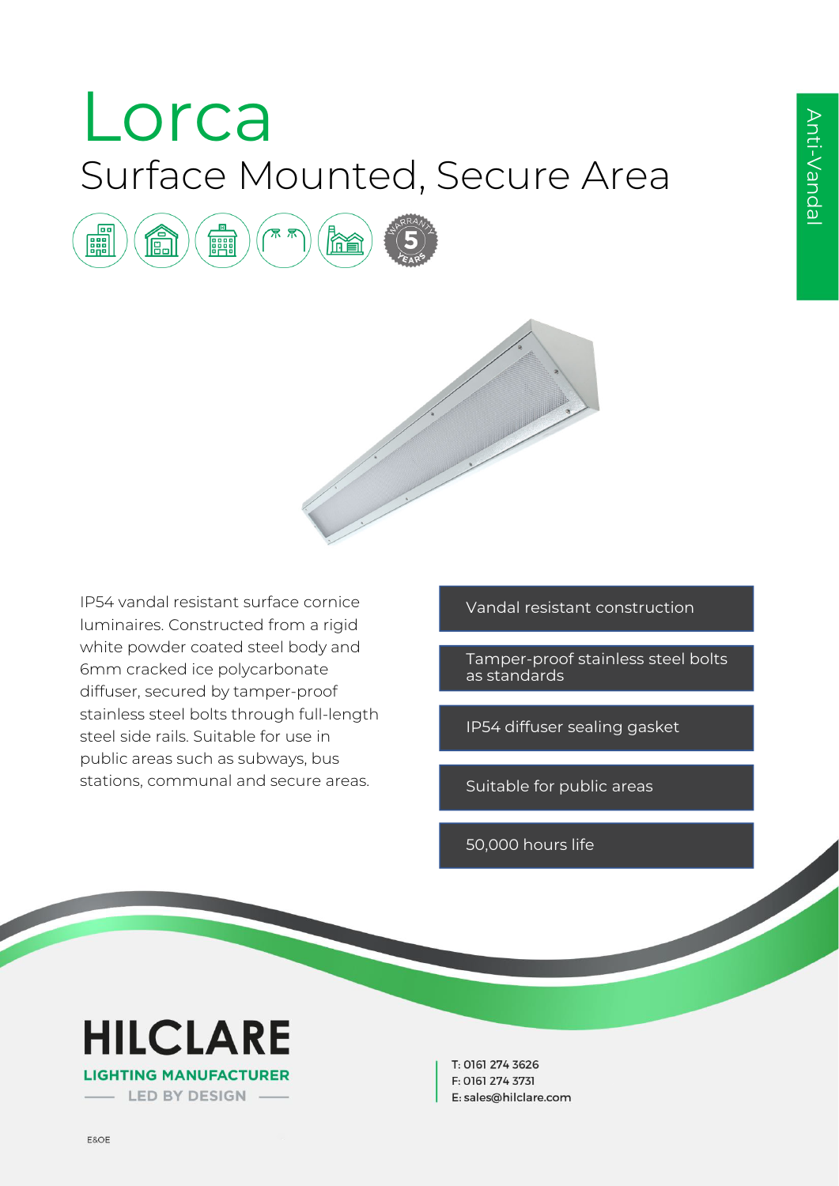# Lorca

## Surface Mounted, Secure Area

Anti-Vandal

IP54 vandal resistant surface cornice luminaires. Constructed from a rigid white powder coated steel body and 6mm cracked ice polycarbonate diffuser, secured by tamper-proof stainless steel bolts through full-length steel side rails. Suitable for use in public areas such as subways, bus stations, communal and secure areas.

- Vandal resistant construction
- Tamper-proof stainless steel bolts as standards
- IP54 diffuser sealing gasket
- Suitable for public areas
- 50,000 hours life

**HILCLARE**
LIGHTING MANUFACTURER
LED BY DESIGN

T: 0161 274 3626
F: 0161 274 3731
E: sales@hilclare.com

E&OE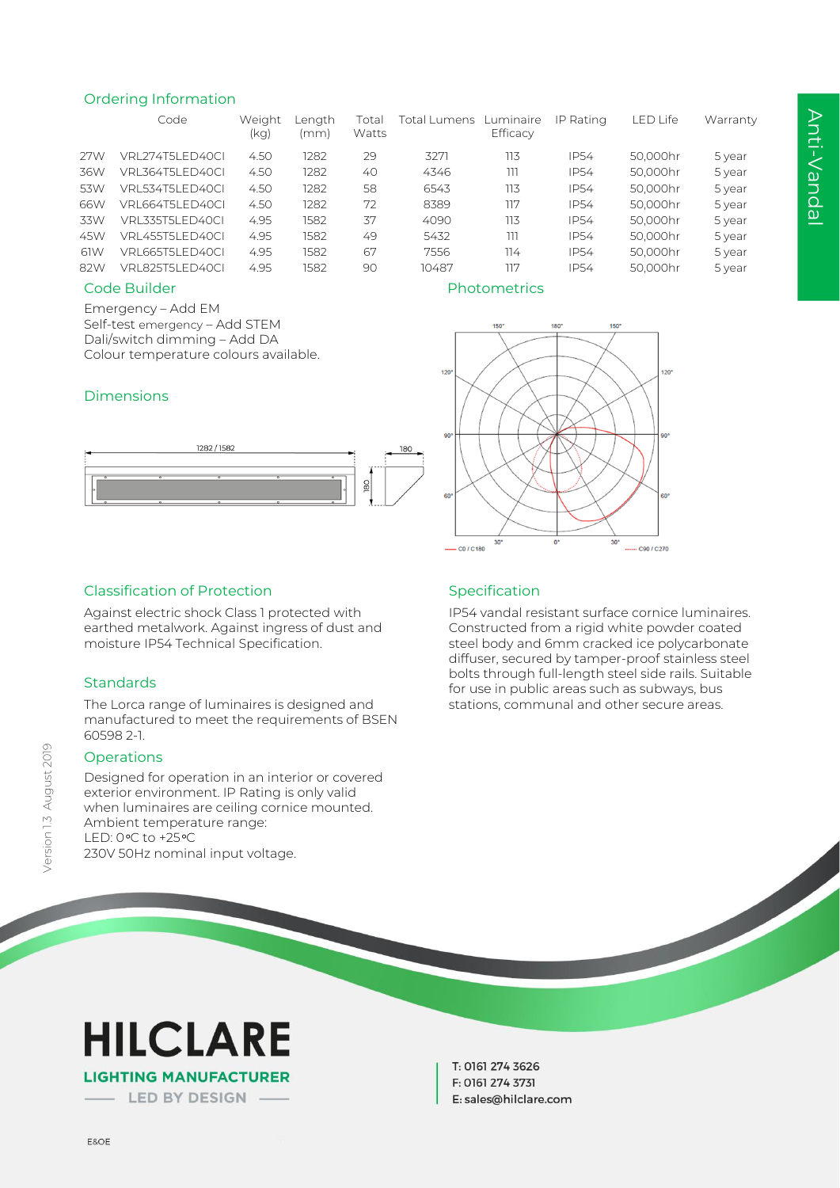## Ordering Information

| | Code | Weight (kg) | Length (mm) | Total Watts | Total Lumens | Luminaire Efficacy | IP Rating | LED Life | Warranty |
|---|---|---|---|---|---|---|---|---|---|
| 27W | VRL274T5LED40CI | 4.50 | 1282 | 29 | 3271 | 113 | IP54 | 50,000hr | 5 year |
| 36W | VRL364T5LED40CI | 4.50 | 1282 | 40 | 4346 | 111 | IP54 | 50,000hr | 5 year |
| 53W | VRL534T5LED40CI | 4.50 | 1282 | 58 | 6543 | 113 | IP54 | 50,000hr | 5 year |
| 66W | VRL664T5LED40CI | 4.50 | 1282 | 72 | 8389 | 117 | IP54 | 50,000hr | 5 year |
| 33W | VRL335T5LED40CI | 4.95 | 1582 | 37 | 4090 | 113 | IP54 | 50,000hr | 5 year |
| 45W | VRL455T5LED40CI | 4.95 | 1582 | 49 | 5432 | 111 | IP54 | 50,000hr | 5 year |
| 61W | VRL665T5LED40CI | 4.95 | 1582 | 67 | 7556 | 114 | IP54 | 50,000hr | 5 year |
| 82W | VRL825T5LED40CI | 4.95 | 1582 | 90 | 10487 | 117 | IP54 | 50,000hr | 5 year |

## Code Builder

Emergency – Add EM
Self-test emergency – Add STEM
Dali/switch dimming – Add DA
Colour temperature colours available.

## Dimensions

1282 / 1582
180
180

## Photometrics

150° 180° 150°
120° 120°
90° 90°
60° 60°
30° 0° 30°
C0 / C180
C90 / C270

## Classification of Protection

Against electric shock Class 1 protected with earthed metalwork. Against ingress of dust and moisture IP54 Technical Specification.

## Standards

The Lorca range of luminaires is designed and manufactured to meet the requirements of BSEN 60598 2-1.

## Operations

Designed for operation in an interior or covered exterior environment. IP Rating is only valid when luminaires are ceiling cornice mounted.
Ambient temperature range:
LED: 0°C to +25°C
230V 50Hz nominal input voltage.

## Specification

IP54 vandal resistant surface cornice luminaires. Constructed from a rigid white powder coated steel body and 6mm cracked ice polycarbonate diffuser, secured by tamper-proof stainless steel bolts through full-length steel side rails. Suitable for use in public areas such as subways, bus stations, communal and other secure areas.

**HILCLARE**
**LIGHTING MANUFACTURER**
LED BY DESIGN

T: 0161 274 3626
F: 0161 274 3731
E: sales@hilclare.com

E&OE